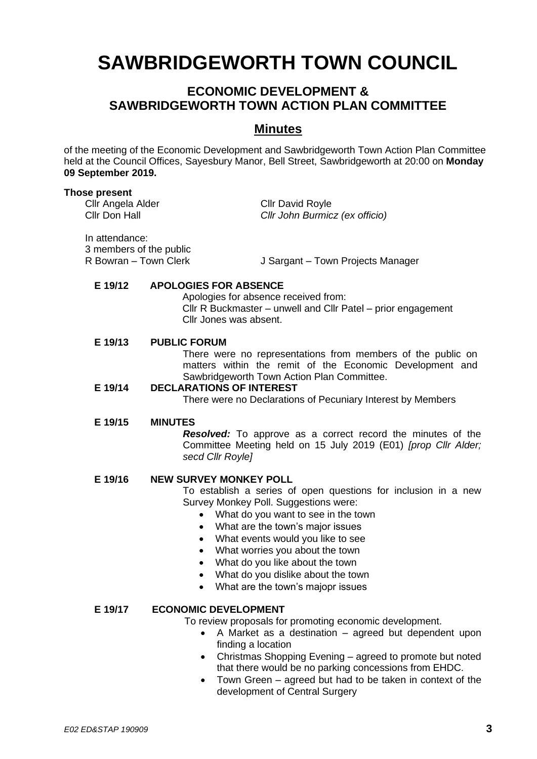# SAWBRIDGEWORTH TOWN COUNCIL

## ECONOMIC DEVELOPMENT & SAWBRIDGEWORTH TOWN ACTION PLAN COMMITTEE

## Minutes

of the meeting of the Economic Development and Sawbridgeworth Town Action Plan Committee held at the Council Offices, Sayesbury Manor, Bell Street, Sawbridgeworth at 20:00 on **Monday 09 September 2019.**

**Those present**

Cllr Angela Alder
Cllr Don Hall
Cllr David Royle
*Cllr John Burmicz (ex officio)*

In attendance:
3 members of the public
R Bowran – Town Clerk
J Sargant – Town Projects Manager

**E 19/12 APOLOGIES FOR ABSENCE**

Apologies for absence received from:
Cllr R Buckmaster – unwell and Cllr Patel – prior engagement
Cllr Jones was absent.

**E 19/13 PUBLIC FORUM**

There were no representations from members of the public on matters within the remit of the Economic Development and Sawbridgeworth Town Action Plan Committee.

**E 19/14 DECLARATIONS OF INTEREST**

There were no Declarations of Pecuniary Interest by Members

**E 19/15 MINUTES**

***Resolved:*** To approve as a correct record the minutes of the Committee Meeting held on 15 July 2019 (E01) *[prop Cllr Alder; secd Cllr Royle]*

**E 19/16 NEW SURVEY MONKEY POLL**

To establish a series of open questions for inclusion in a new Survey Monkey Poll. Suggestions were:

- What do you want to see in the town
- What are the town's major issues
- What events would you like to see
- What worries you about the town
- What do you like about the town
- What do you dislike about the town
- What are the town's majopr issues

**E 19/17 ECONOMIC DEVELOPMENT**

To review proposals for promoting economic development.

- A Market as a destination – agreed but dependent upon finding a location
- Christmas Shopping Evening – agreed to promote but noted that there would be no parking concessions from EHDC.
- Town Green – agreed but had to be taken in context of the development of Central Surgery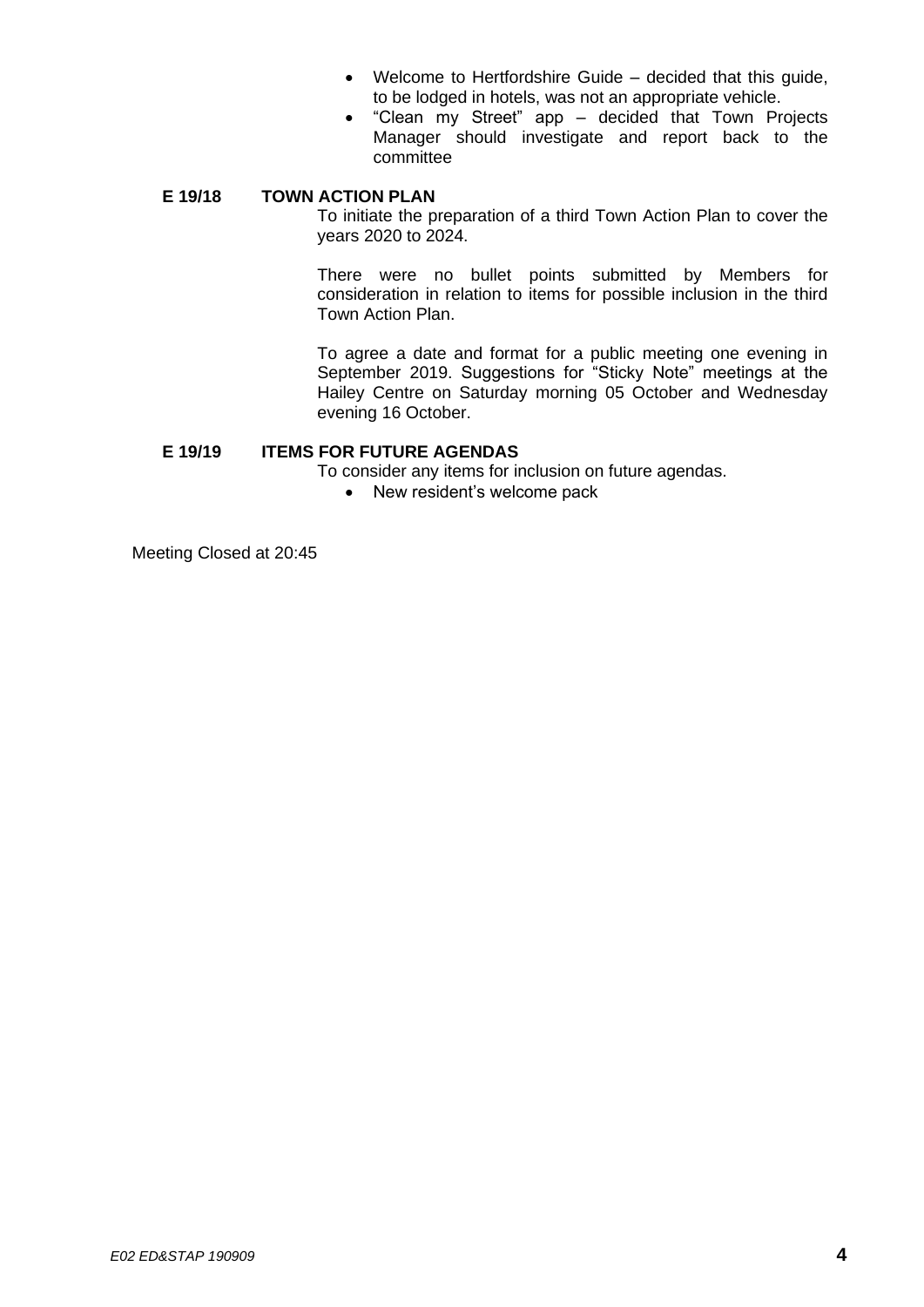- Welcome to Hertfordshire Guide – decided that this guide, to be lodged in hotels, was not an appropriate vehicle.
- "Clean my Street" app – decided that Town Projects Manager should investigate and report back to the committee

**E 19/18 TOWN ACTION PLAN**

To initiate the preparation of a third Town Action Plan to cover the years 2020 to 2024.

There were no bullet points submitted by Members for consideration in relation to items for possible inclusion in the third Town Action Plan.

To agree a date and format for a public meeting one evening in September 2019. Suggestions for "Sticky Note" meetings at the Hailey Centre on Saturday morning 05 October and Wednesday evening 16 October.

**E 19/19 ITEMS FOR FUTURE AGENDAS**

To consider any items for inclusion on future agendas.

- New resident's welcome pack

Meeting Closed at 20:45